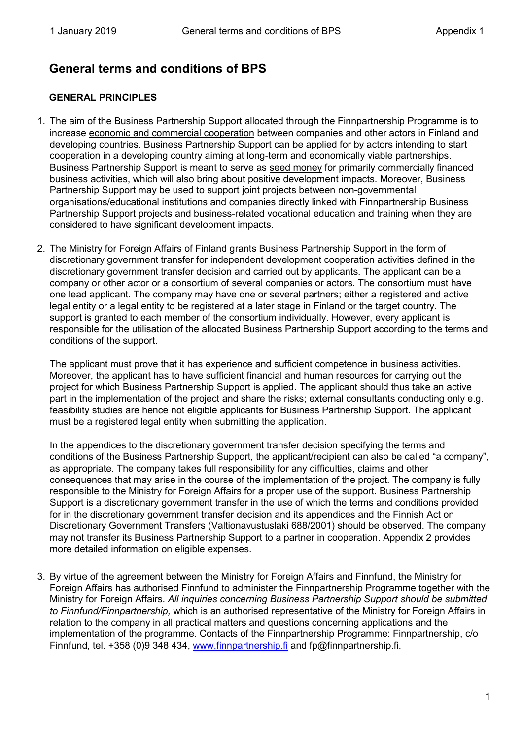# General terms and conditions of BPS

## GENERAL PRINCIPLES

1. The aim of the Business Partnership Support allocated through the Finnpartnership Programme is to increase <u>economic and commercial cooperation</u> between companies and other actors in Finland and developing countries. Business Partnership Support can be applied for by actors intending to start cooperation in a developing country aiming at long-term and economically viable partnerships. Business Partnership Support is meant to serve as <u>seed money</u> for primarily commercially financed business activities, which will also bring about positive development impacts. Moreover, Business Partnership Support may be used to support joint projects between non-governmental organisations/educational institutions and companies directly linked with Finnpartnership Business Partnership Support projects and business-related vocational education and training when they are considered to have significant development impacts.

2. The Ministry for Foreign Affairs of Finland grants Business Partnership Support in the form of discretionary government transfer for independent development cooperation activities defined in the discretionary government transfer decision and carried out by applicants. The applicant can be a company or other actor or a consortium of several companies or actors. The consortium must have one lead applicant. The company may have one or several partners; either a registered and active legal entity or a legal entity to be registered at a later stage in Finland or the target country. The support is granted to each member of the consortium individually. However, every applicant is responsible for the utilisation of the allocated Business Partnership Support according to the terms and conditions of the support.

   The applicant must prove that it has experience and sufficient competence in business activities. Moreover, the applicant has to have sufficient financial and human resources for carrying out the project for which Business Partnership Support is applied. The applicant should thus take an active part in the implementation of the project and share the risks; external consultants conducting only e.g. feasibility studies are hence not eligible applicants for Business Partnership Support. The applicant must be a registered legal entity when submitting the application.

   In the appendices to the discretionary government transfer decision specifying the terms and conditions of the Business Partnership Support, the applicant/recipient can also be called "a company", as appropriate. The company takes full responsibility for any difficulties, claims and other consequences that may arise in the course of the implementation of the project. The company is fully responsible to the Ministry for Foreign Affairs for a proper use of the support. Business Partnership Support is a discretionary government transfer in the use of which the terms and conditions provided for in the discretionary government transfer decision and its appendices and the Finnish Act on Discretionary Government Transfers (Valtionavustuslaki 688/2001) should be observed. The company may not transfer its Business Partnership Support to a partner in cooperation. Appendix 2 provides more detailed information on eligible expenses.

3. By virtue of the agreement between the Ministry for Foreign Affairs and Finnfund, the Ministry for Foreign Affairs has authorised Finnfund to administer the Finnpartnership Programme together with the Ministry for Foreign Affairs. *All inquiries concerning Business Partnership Support should be submitted to Finnfund/Finnpartnership,* which is an authorised representative of the Ministry for Foreign Affairs in relation to the company in all practical matters and questions concerning applications and the implementation of the programme. Contacts of the Finnpartnership Programme: Finnpartnership, c/o Finnfund, tel. +358 (0)9 348 434, [www.finnpartnership.fi](http://www.finnpartnership.fi) and fp@finnpartnership.fi.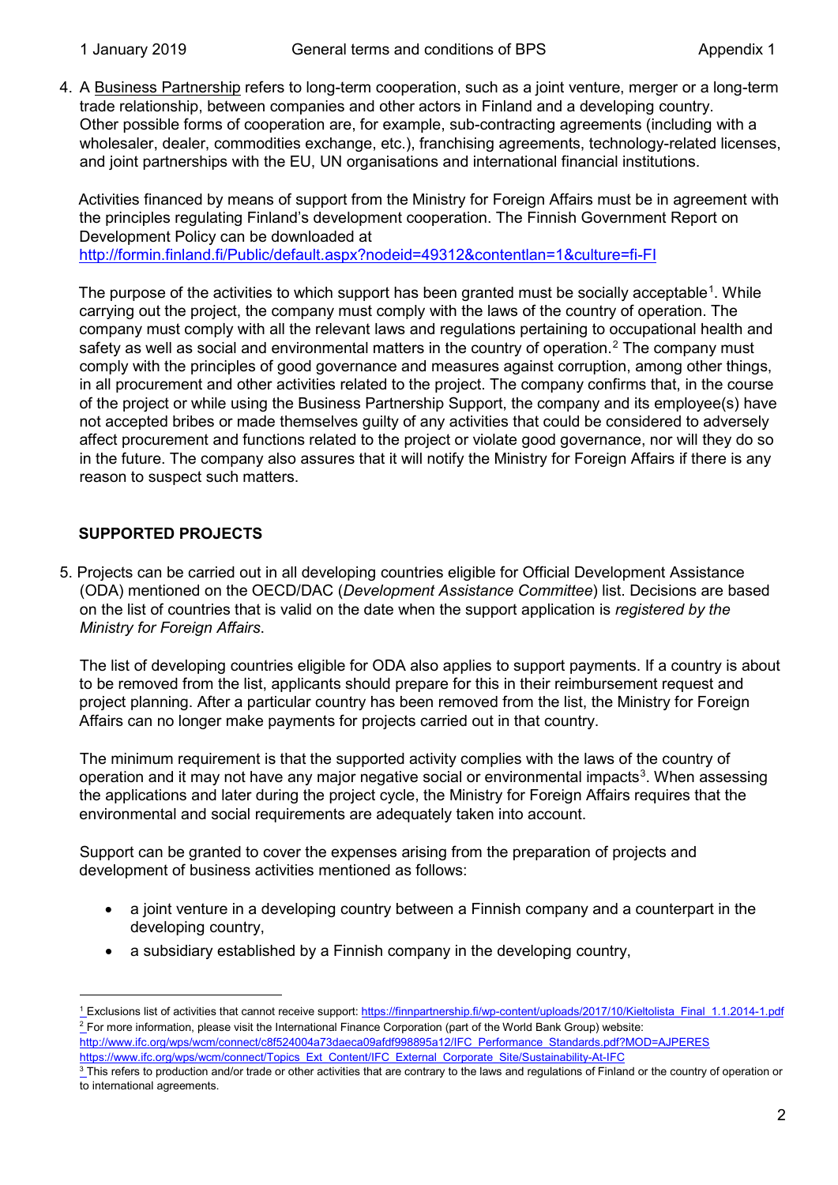4. A <u>Business Partnership</u> refers to long-term cooperation, such as a joint venture, merger or a long-term trade relationship, between companies and other actors in Finland and a developing country. Other possible forms of cooperation are, for example, sub-contracting agreements (including with a wholesaler, dealer, commodities exchange, etc.), franchising agreements, technology-related licenses, and joint partnerships with the EU, UN organisations and international financial institutions.

   Activities financed by means of support from the Ministry for Foreign Affairs must be in agreement with the principles regulating Finland's development cooperation. The Finnish Government Report on Development Policy can be downloaded at http://formin.finland.fi/Public/default.aspx?nodeid=49312&contentlan=1&culture=fi-FI

   The purpose of the activities to which support has been granted must be socially acceptable[1]. While carrying out the project, the company must comply with the laws of the country of operation. The company must comply with all the relevant laws and regulations pertaining to occupational health and safety as well as social and environmental matters in the country of operation.[2] The company must comply with the principles of good governance and measures against corruption, among other things, in all procurement and other activities related to the project. The company confirms that, in the course of the project or while using the Business Partnership Support, the company and its employee(s) have not accepted bribes or made themselves guilty of any activities that could be considered to adversely affect procurement and functions related to the project or violate good governance, nor will they do so in the future. The company also assures that it will notify the Ministry for Foreign Affairs if there is any reason to suspect such matters.

**SUPPORTED PROJECTS**

5. Projects can be carried out in all developing countries eligible for Official Development Assistance (ODA) mentioned on the OECD/DAC (*Development Assistance Committee*) list. Decisions are based on the list of countries that is valid on the date when the support application is *registered by the Ministry for Foreign Affairs*.

   The list of developing countries eligible for ODA also applies to support payments. If a country is about to be removed from the list, applicants should prepare for this in their reimbursement request and project planning. After a particular country has been removed from the list, the Ministry for Foreign Affairs can no longer make payments for projects carried out in that country.

   The minimum requirement is that the supported activity complies with the laws of the country of operation and it may not have any major negative social or environmental impacts[3]. When assessing the applications and later during the project cycle, the Ministry for Foreign Affairs requires that the environmental and social requirements are adequately taken into account.

   Support can be granted to cover the expenses arising from the preparation of projects and development of business activities mentioned as follows:

   - a joint venture in a developing country between a Finnish company and a counterpart in the developing country,
   - a subsidiary established by a Finnish company in the developing country,

---

[1] Exclusions list of activities that cannot receive support: https://finnpartnership.fi/wp-content/uploads/2017/10/Kieltolista_Final_1.1.2014-1.pdf

[2] For more information, please visit the International Finance Corporation (part of the World Bank Group) website: http://www.ifc.org/wps/wcm/connect/c8f524004a73daeca09afdf998895a12/IFC_Performance_Standards.pdf?MOD=AJPERES https://www.ifc.org/wps/wcm/connect/Topics_Ext_Content/IFC_External_Corporate_Site/Sustainability-At-IFC

[3] This refers to production and/or trade or other activities that are contrary to the laws and regulations of Finland or the country of operation or to international agreements.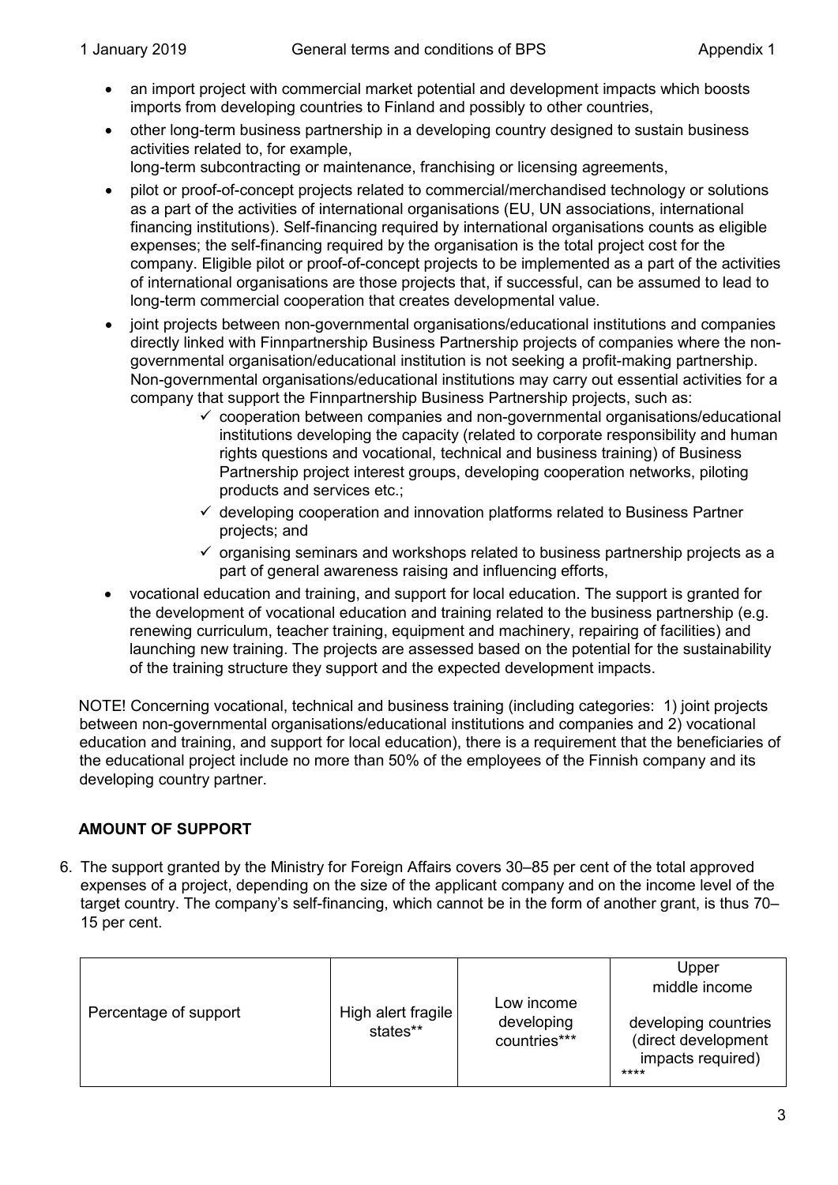- an import project with commercial market potential and development impacts which boosts imports from developing countries to Finland and possibly to other countries,
- other long-term business partnership in a developing country designed to sustain business activities related to, for example, long-term subcontracting or maintenance, franchising or licensing agreements,
- pilot or proof-of-concept projects related to commercial/merchandised technology or solutions as a part of the activities of international organisations (EU, UN associations, international financing institutions). Self-financing required by international organisations counts as eligible expenses; the self-financing required by the organisation is the total project cost for the company. Eligible pilot or proof-of-concept projects to be implemented as a part of the activities of international organisations are those projects that, if successful, can be assumed to lead to long-term commercial cooperation that creates developmental value.
- joint projects between non-governmental organisations/educational institutions and companies directly linked with Finnpartnership Business Partnership projects of companies where the non-governmental organisation/educational institution is not seeking a profit-making partnership. Non-governmental organisations/educational institutions may carry out essential activities for a company that support the Finnpartnership Business Partnership projects, such as:
  - ✓ cooperation between companies and non-governmental organisations/educational institutions developing the capacity (related to corporate responsibility and human rights questions and vocational, technical and business training) of Business Partnership project interest groups, developing cooperation networks, piloting products and services etc.;
  - ✓ developing cooperation and innovation platforms related to Business Partner projects; and
  - ✓ organising seminars and workshops related to business partnership projects as a part of general awareness raising and influencing efforts,
- vocational education and training, and support for local education. The support is granted for the development of vocational education and training related to the business partnership (e.g. renewing curriculum, teacher training, equipment and machinery, repairing of facilities) and launching new training. The projects are assessed based on the potential for the sustainability of the training structure they support and the expected development impacts.

NOTE! Concerning vocational, technical and business training (including categories: 1) joint projects between non-governmental organisations/educational institutions and companies and 2) vocational education and training, and support for local education), there is a requirement that the beneficiaries of the educational project include no more than 50% of the employees of the Finnish company and its developing country partner.

## AMOUNT OF SUPPORT

6. The support granted by the Ministry for Foreign Affairs covers 30–85 per cent of the total approved expenses of a project, depending on the size of the applicant company and on the income level of the target country. The company's self-financing, which cannot be in the form of another grant, is thus 70–15 per cent.

| Percentage of support | High alert fragile states** | Low income developing countries*** | Upper middle income developing countries (direct development impacts required) **** |
|---|---|---|---|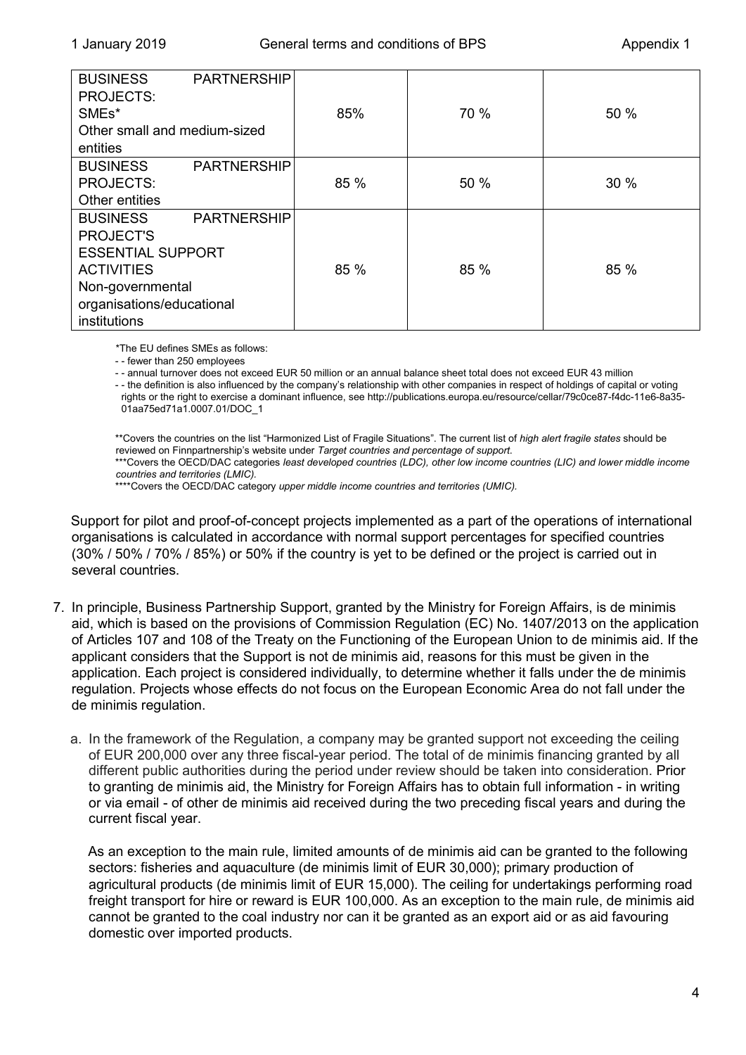| | | | |
|---|---|---|---|
| BUSINESS PARTNERSHIP PROJECTS: SMEs* Other small and medium-sized entities | 85% | 70 % | 50 % |
| BUSINESS PARTNERSHIP PROJECTS: Other entities | 85 % | 50 % | 30 % |
| BUSINESS PARTNERSHIP PROJECT'S ESSENTIAL SUPPORT ACTIVITIES Non-governmental organisations/educational institutions | 85 % | 85 % | 85 % |

*The EU defines SMEs as follows:

- - fewer than 250 employees
- - annual turnover does not exceed EUR 50 million or an annual balance sheet total does not exceed EUR 43 million
- - the definition is also influenced by the company's relationship with other companies in respect of holdings of capital or voting rights or the right to exercise a dominant influence, see http://publications.europa.eu/resource/cellar/79c0ce87-f4dc-11e6-8a35-01aa75ed71a1.0007.01/DOC_1

**Covers the countries on the list "Harmonized List of Fragile Situations". The current list of *high alert fragile states* should be reviewed on Finnpartnership's website under *Target countries and percentage of support.*

***Covers the OECD/DAC categories *least developed countries (LDC), other low income countries (LIC) and lower middle income countries and territories (LMIC).*

****Covers the OECD/DAC category *upper middle income countries and territories (UMIC).*

Support for pilot and proof-of-concept projects implemented as a part of the operations of international organisations is calculated in accordance with normal support percentages for specified countries (30% / 50% / 70% / 85%) or 50% if the country is yet to be defined or the project is carried out in several countries.

7. In principle, Business Partnership Support, granted by the Ministry for Foreign Affairs, is de minimis aid, which is based on the provisions of Commission Regulation (EC) No. 1407/2013 on the application of Articles 107 and 108 of the Treaty on the Functioning of the European Union to de minimis aid. If the applicant considers that the Support is not de minimis aid, reasons for this must be given in the application. Each project is considered individually, to determine whether it falls under the de minimis regulation. Projects whose effects do not focus on the European Economic Area do not fall under the de minimis regulation.

   a. In the framework of the Regulation, a company may be granted support not exceeding the ceiling of EUR 200,000 over any three fiscal-year period. The total of de minimis financing granted by all different public authorities during the period under review should be taken into consideration. Prior to granting de minimis aid, the Ministry for Foreign Affairs has to obtain full information - in writing or via email - of other de minimis aid received during the two preceding fiscal years and during the current fiscal year.

   As an exception to the main rule, limited amounts of de minimis aid can be granted to the following sectors: fisheries and aquaculture (de minimis limit of EUR 30,000); primary production of agricultural products (de minimis limit of EUR 15,000). The ceiling for undertakings performing road freight transport for hire or reward is EUR 100,000. As an exception to the main rule, de minimis aid cannot be granted to the coal industry nor can it be granted as an export aid or as aid favouring domestic over imported products.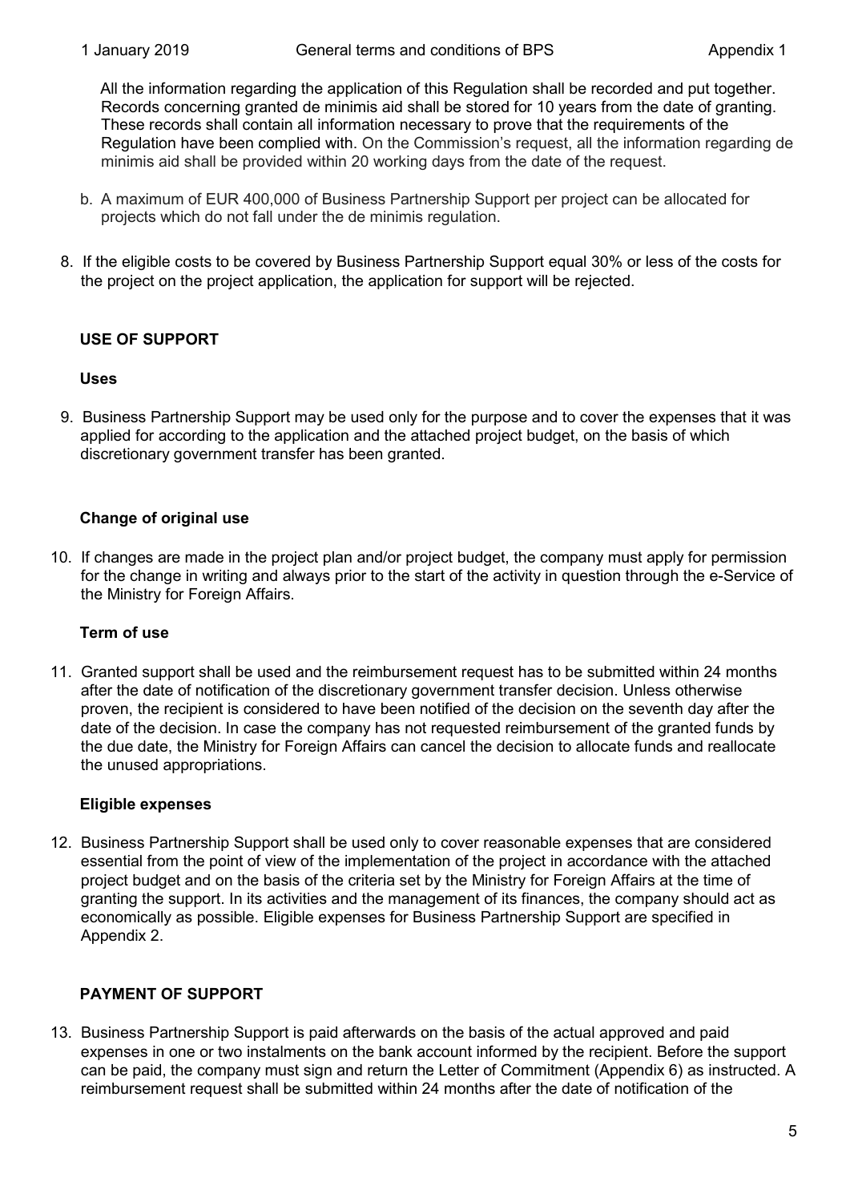All the information regarding the application of this Regulation shall be recorded and put together. Records concerning granted de minimis aid shall be stored for 10 years from the date of granting. These records shall contain all information necessary to prove that the requirements of the Regulation have been complied with. On the Commission's request, all the information regarding de minimis aid shall be provided within 20 working days from the date of the request.

b. A maximum of EUR 400,000 of Business Partnership Support per project can be allocated for projects which do not fall under the de minimis regulation.

8. If the eligible costs to be covered by Business Partnership Support equal 30% or less of the costs for the project on the project application, the application for support will be rejected.

## USE OF SUPPORT

### Uses

9. Business Partnership Support may be used only for the purpose and to cover the expenses that it was applied for according to the application and the attached project budget, on the basis of which discretionary government transfer has been granted.

### Change of original use

10. If changes are made in the project plan and/or project budget, the company must apply for permission for the change in writing and always prior to the start of the activity in question through the e-Service of the Ministry for Foreign Affairs.

### Term of use

11. Granted support shall be used and the reimbursement request has to be submitted within 24 months after the date of notification of the discretionary government transfer decision. Unless otherwise proven, the recipient is considered to have been notified of the decision on the seventh day after the date of the decision. In case the company has not requested reimbursement of the granted funds by the due date, the Ministry for Foreign Affairs can cancel the decision to allocate funds and reallocate the unused appropriations.

### Eligible expenses

12. Business Partnership Support shall be used only to cover reasonable expenses that are considered essential from the point of view of the implementation of the project in accordance with the attached project budget and on the basis of the criteria set by the Ministry for Foreign Affairs at the time of granting the support. In its activities and the management of its finances, the company should act as economically as possible. Eligible expenses for Business Partnership Support are specified in Appendix 2.

## PAYMENT OF SUPPORT

13. Business Partnership Support is paid afterwards on the basis of the actual approved and paid expenses in one or two instalments on the bank account informed by the recipient. Before the support can be paid, the company must sign and return the Letter of Commitment (Appendix 6) as instructed. A reimbursement request shall be submitted within 24 months after the date of notification of the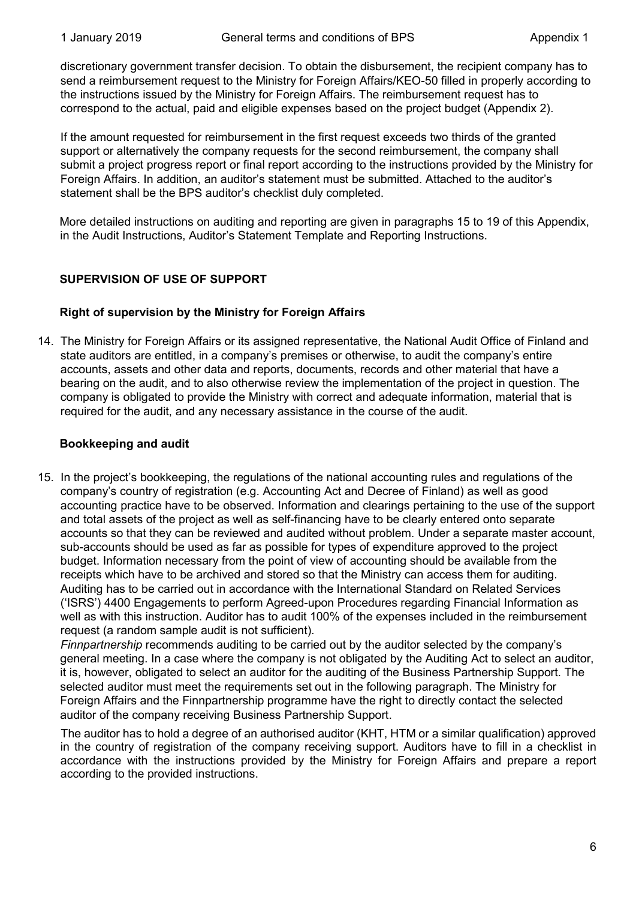discretionary government transfer decision. To obtain the disbursement, the recipient company has to send a reimbursement request to the Ministry for Foreign Affairs/KEO-50 filled in properly according to the instructions issued by the Ministry for Foreign Affairs. The reimbursement request has to correspond to the actual, paid and eligible expenses based on the project budget (Appendix 2).

If the amount requested for reimbursement in the first request exceeds two thirds of the granted support or alternatively the company requests for the second reimbursement, the company shall submit a project progress report or final report according to the instructions provided by the Ministry for Foreign Affairs. In addition, an auditor's statement must be submitted. Attached to the auditor's statement shall be the BPS auditor's checklist duly completed.

More detailed instructions on auditing and reporting are given in paragraphs 15 to 19 of this Appendix, in the Audit Instructions, Auditor's Statement Template and Reporting Instructions.

## SUPERVISION OF USE OF SUPPORT

### Right of supervision by the Ministry for Foreign Affairs

14. The Ministry for Foreign Affairs or its assigned representative, the National Audit Office of Finland and state auditors are entitled, in a company's premises or otherwise, to audit the company's entire accounts, assets and other data and reports, documents, records and other material that have a bearing on the audit, and to also otherwise review the implementation of the project in question. The company is obligated to provide the Ministry with correct and adequate information, material that is required for the audit, and any necessary assistance in the course of the audit.

### Bookkeeping and audit

15. In the project's bookkeeping, the regulations of the national accounting rules and regulations of the company's country of registration (e.g. Accounting Act and Decree of Finland) as well as good accounting practice have to be observed. Information and clearings pertaining to the use of the support and total assets of the project as well as self-financing have to be clearly entered onto separate accounts so that they can be reviewed and audited without problem. Under a separate master account, sub-accounts should be used as far as possible for types of expenditure approved to the project budget. Information necessary from the point of view of accounting should be available from the receipts which have to be archived and stored so that the Ministry can access them for auditing. Auditing has to be carried out in accordance with the International Standard on Related Services ('ISRS') 4400 Engagements to perform Agreed-upon Procedures regarding Financial Information as well as with this instruction. Auditor has to audit 100% of the expenses included in the reimbursement request (a random sample audit is not sufficient).

    *Finnpartnership* recommends auditing to be carried out by the auditor selected by the company's general meeting. In a case where the company is not obligated by the Auditing Act to select an auditor, it is, however, obligated to select an auditor for the auditing of the Business Partnership Support. The selected auditor must meet the requirements set out in the following paragraph. The Ministry for Foreign Affairs and the Finnpartnership programme have the right to directly contact the selected auditor of the company receiving Business Partnership Support.

    The auditor has to hold a degree of an authorised auditor (KHT, HTM or a similar qualification) approved in the country of registration of the company receiving support. Auditors have to fill in a checklist in accordance with the instructions provided by the Ministry for Foreign Affairs and prepare a report according to the provided instructions.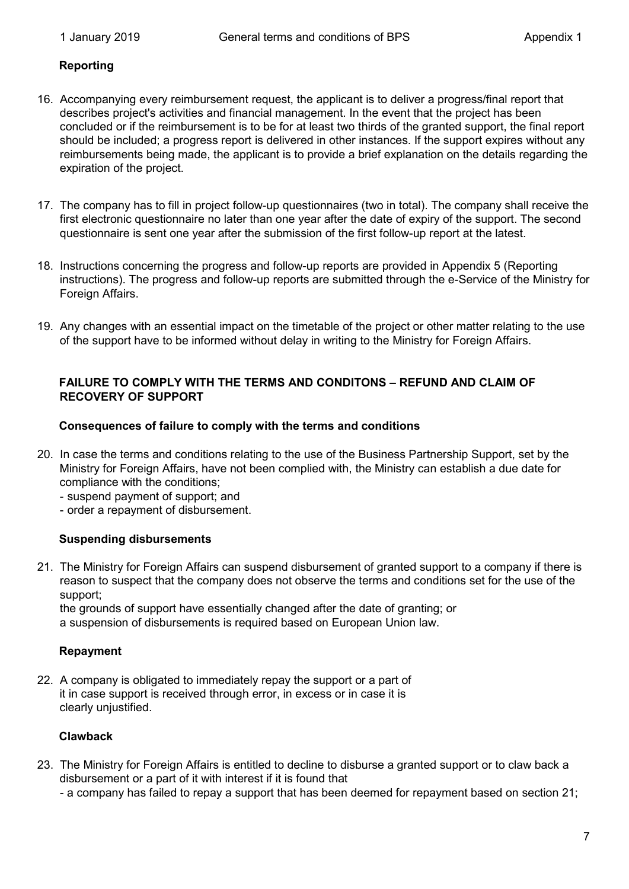### Reporting

16. Accompanying every reimbursement request, the applicant is to deliver a progress/final report that describes project's activities and financial management. In the event that the project has been concluded or if the reimbursement is to be for at least two thirds of the granted support, the final report should be included; a progress report is delivered in other instances. If the support expires without any reimbursements being made, the applicant is to provide a brief explanation on the details regarding the expiration of the project.

17. The company has to fill in project follow-up questionnaires (two in total). The company shall receive the first electronic questionnaire no later than one year after the date of expiry of the support. The second questionnaire is sent one year after the submission of the first follow-up report at the latest.

18. Instructions concerning the progress and follow-up reports are provided in Appendix 5 (Reporting instructions). The progress and follow-up reports are submitted through the e-Service of the Ministry for Foreign Affairs.

19. Any changes with an essential impact on the timetable of the project or other matter relating to the use of the support have to be informed without delay in writing to the Ministry for Foreign Affairs.

## FAILURE TO COMPLY WITH THE TERMS AND CONDITONS – REFUND AND CLAIM OF RECOVERY OF SUPPORT

### Consequences of failure to comply with the terms and conditions

20. In case the terms and conditions relating to the use of the Business Partnership Support, set by the Ministry for Foreign Affairs, have not been complied with, the Ministry can establish a due date for compliance with the conditions;
    - suspend payment of support; and
    - order a repayment of disbursement.

### Suspending disbursements

21. The Ministry for Foreign Affairs can suspend disbursement of granted support to a company if there is reason to suspect that the company does not observe the terms and conditions set for the use of the support;

    the grounds of support have essentially changed after the date of granting; or
    a suspension of disbursements is required based on European Union law.

### Repayment

22. A company is obligated to immediately repay the support or a part of it in case support is received through error, in excess or in case it is clearly unjustified.

### Clawback

23. The Ministry for Foreign Affairs is entitled to decline to disburse a granted support or to claw back a disbursement or a part of it with interest if it is found that
    - a company has failed to repay a support that has been deemed for repayment based on section 21;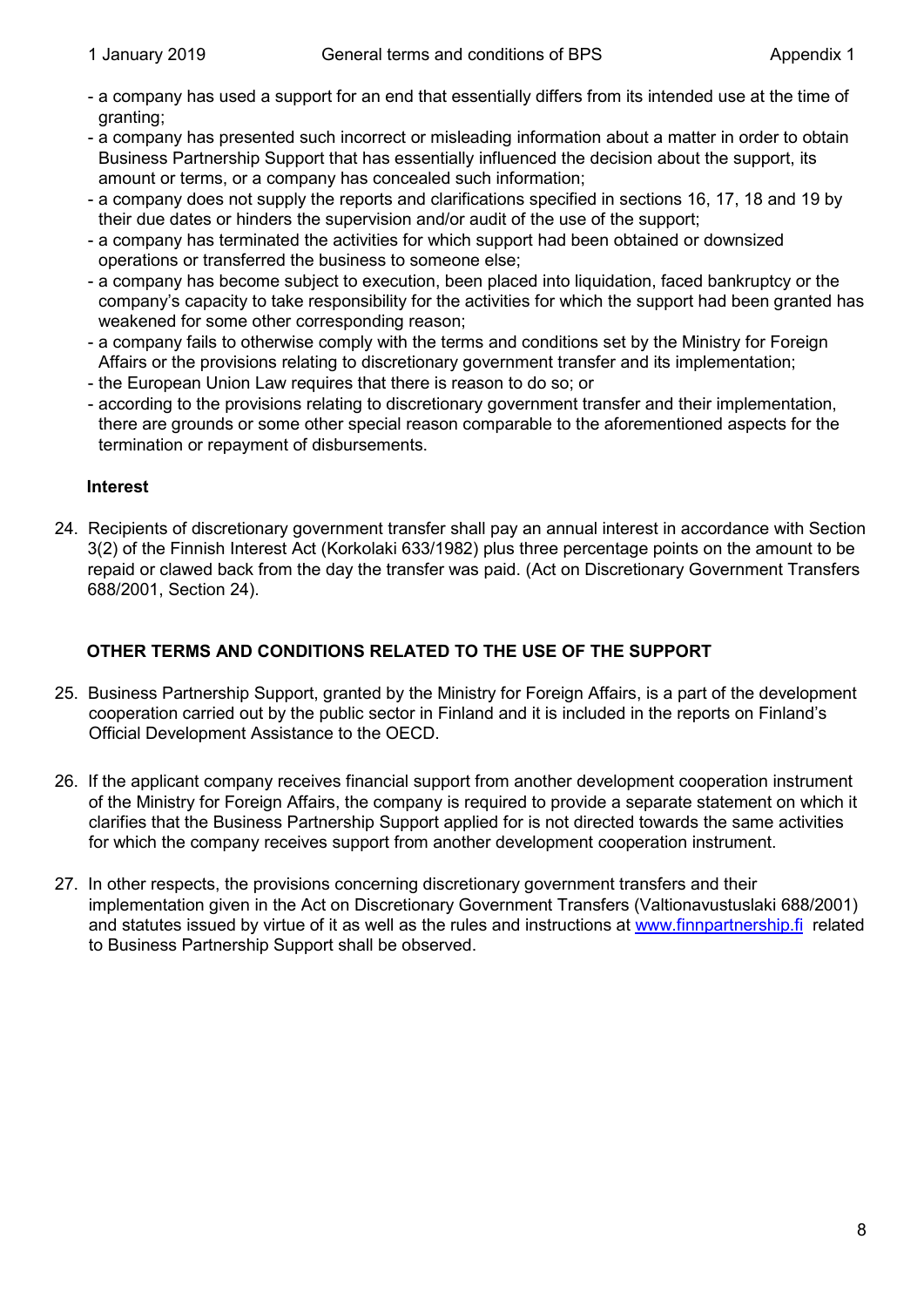- a company has used a support for an end that essentially differs from its intended use at the time of granting;
- a company has presented such incorrect or misleading information about a matter in order to obtain Business Partnership Support that has essentially influenced the decision about the support, its amount or terms, or a company has concealed such information;
- a company does not supply the reports and clarifications specified in sections 16, 17, 18 and 19 by their due dates or hinders the supervision and/or audit of the use of the support;
- a company has terminated the activities for which support had been obtained or downsized operations or transferred the business to someone else;
- a company has become subject to execution, been placed into liquidation, faced bankruptcy or the company's capacity to take responsibility for the activities for which the support had been granted has weakened for some other corresponding reason;
- a company fails to otherwise comply with the terms and conditions set by the Ministry for Foreign Affairs or the provisions relating to discretionary government transfer and its implementation;
- the European Union Law requires that there is reason to do so; or
- according to the provisions relating to discretionary government transfer and their implementation, there are grounds or some other special reason comparable to the aforementioned aspects for the termination or repayment of disbursements.

**Interest**

24. Recipients of discretionary government transfer shall pay an annual interest in accordance with Section 3(2) of the Finnish Interest Act (Korkolaki 633/1982) plus three percentage points on the amount to be repaid or clawed back from the day the transfer was paid. (Act on Discretionary Government Transfers 688/2001, Section 24).

## OTHER TERMS AND CONDITIONS RELATED TO THE USE OF THE SUPPORT

25. Business Partnership Support, granted by the Ministry for Foreign Affairs, is a part of the development cooperation carried out by the public sector in Finland and it is included in the reports on Finland's Official Development Assistance to the OECD.

26. If the applicant company receives financial support from another development cooperation instrument of the Ministry for Foreign Affairs, the company is required to provide a separate statement on which it clarifies that the Business Partnership Support applied for is not directed towards the same activities for which the company receives support from another development cooperation instrument.

27. In other respects, the provisions concerning discretionary government transfers and their implementation given in the Act on Discretionary Government Transfers (Valtionavustuslaki 688/2001) and statutes issued by virtue of it as well as the rules and instructions at www.finnpartnership.fi related to Business Partnership Support shall be observed.